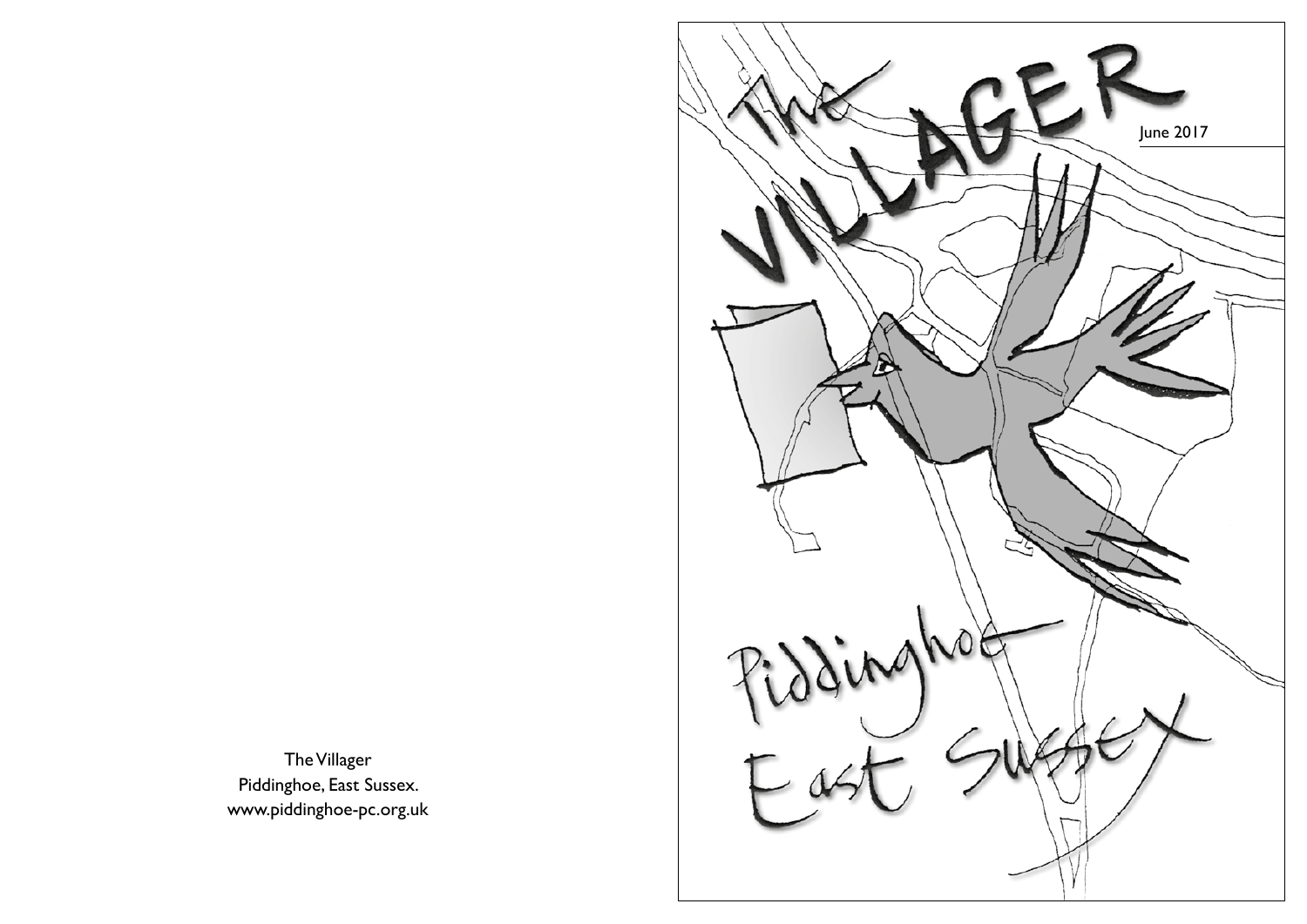The Villager
Piddinghoe, East Sussex.
www.piddinghoe-pc.org.uk

# The VILLAGER

June 2017

Piddinghoe
East Sussex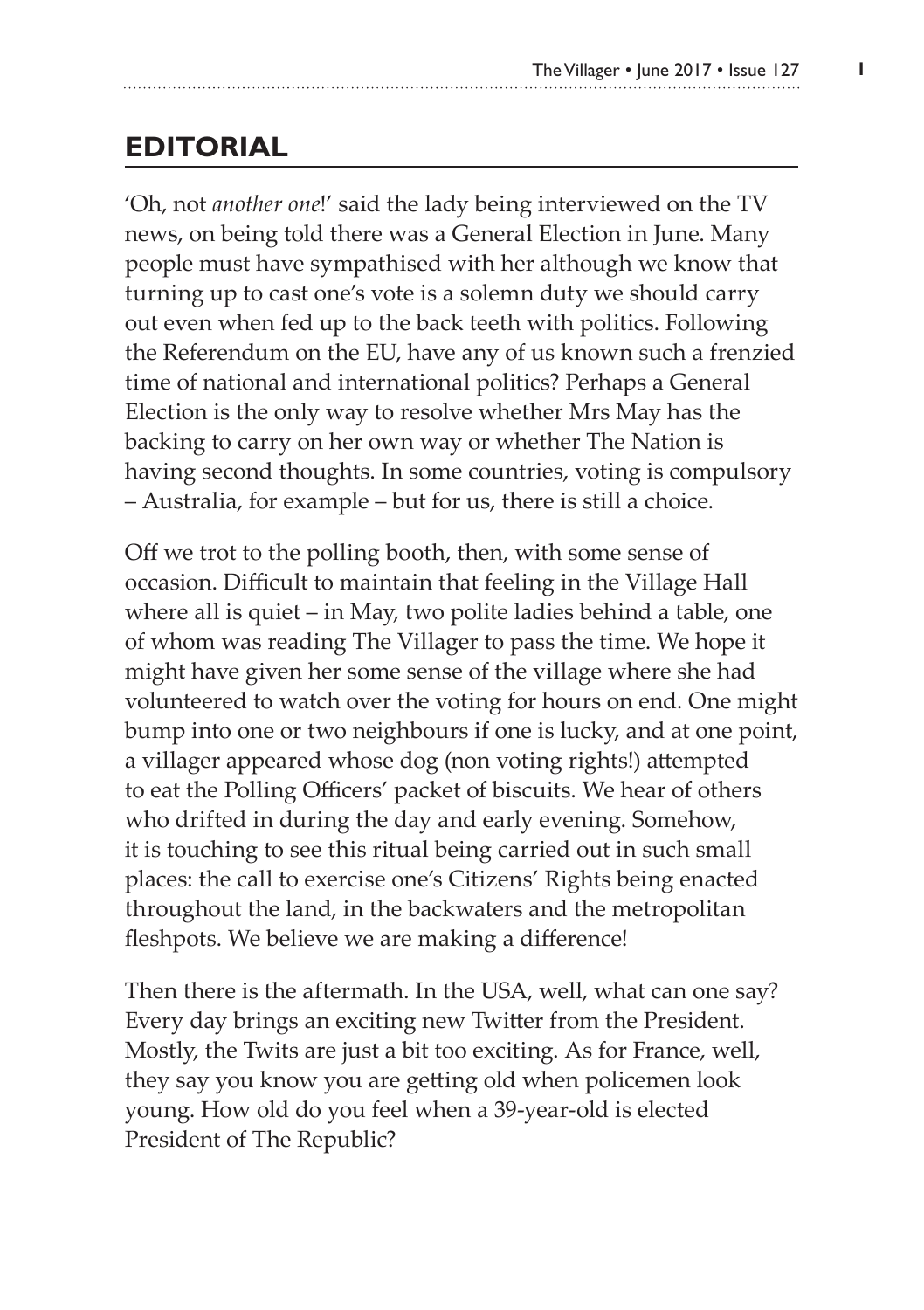## EDITORIAL

'Oh, not *another one*!' said the lady being interviewed on the TV news, on being told there was a General Election in June. Many people must have sympathised with her although we know that turning up to cast one's vote is a solemn duty we should carry out even when fed up to the back teeth with politics. Following the Referendum on the EU, have any of us known such a frenzied time of national and international politics? Perhaps a General Election is the only way to resolve whether Mrs May has the backing to carry on her own way or whether The Nation is having second thoughts. In some countries, voting is compulsory – Australia, for example – but for us, there is still a choice.

Off we trot to the polling booth, then, with some sense of occasion. Difficult to maintain that feeling in the Village Hall where all is quiet – in May, two polite ladies behind a table, one of whom was reading The Villager to pass the time. We hope it might have given her some sense of the village where she had volunteered to watch over the voting for hours on end. One might bump into one or two neighbours if one is lucky, and at one point, a villager appeared whose dog (non voting rights!) attempted to eat the Polling Officers' packet of biscuits. We hear of others who drifted in during the day and early evening. Somehow, it is touching to see this ritual being carried out in such small places: the call to exercise one's Citizens' Rights being enacted throughout the land, in the backwaters and the metropolitan fleshpots. We believe we are making a difference!

Then there is the aftermath. In the USA, well, what can one say? Every day brings an exciting new Twitter from the President. Mostly, the Twits are just a bit too exciting. As for France, well, they say you know you are getting old when policemen look young. How old do you feel when a 39-year-old is elected President of The Republic?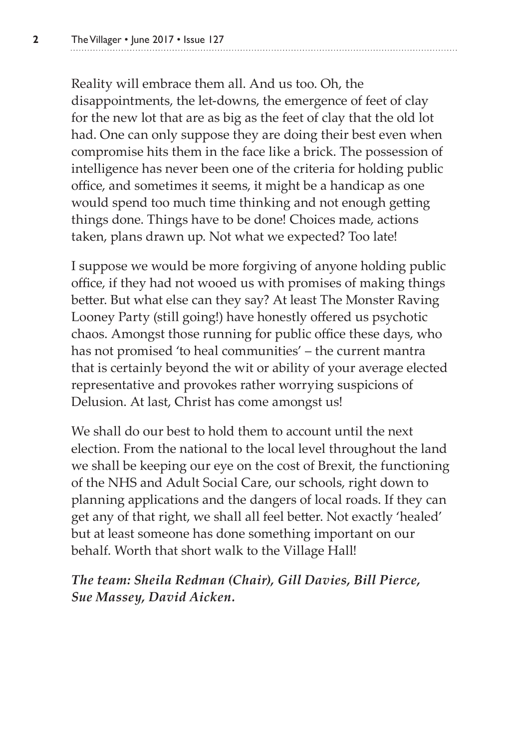Reality will embrace them all. And us too. Oh, the disappointments, the let-downs, the emergence of feet of clay for the new lot that are as big as the feet of clay that the old lot had. One can only suppose they are doing their best even when compromise hits them in the face like a brick. The possession of intelligence has never been one of the criteria for holding public office, and sometimes it seems, it might be a handicap as one would spend too much time thinking and not enough getting things done. Things have to be done! Choices made, actions taken, plans drawn up. Not what we expected? Too late!

I suppose we would be more forgiving of anyone holding public office, if they had not wooed us with promises of making things better. But what else can they say? At least The Monster Raving Looney Party (still going!) have honestly offered us psychotic chaos. Amongst those running for public office these days, who has not promised 'to heal communities' – the current mantra that is certainly beyond the wit or ability of your average elected representative and provokes rather worrying suspicions of Delusion. At last, Christ has come amongst us!

We shall do our best to hold them to account until the next election. From the national to the local level throughout the land we shall be keeping our eye on the cost of Brexit, the functioning of the NHS and Adult Social Care, our schools, right down to planning applications and the dangers of local roads. If they can get any of that right, we shall all feel better. Not exactly 'healed' but at least someone has done something important on our behalf. Worth that short walk to the Village Hall!

***The team: Sheila Redman (Chair), Gill Davies, Bill Pierce, Sue Massey, David Aicken.***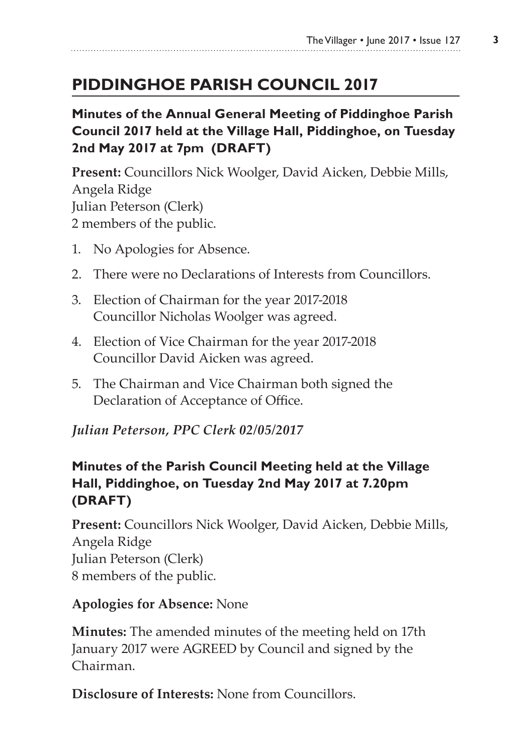## PIDDINGHOE PARISH COUNCIL 2017

**Minutes of the Annual General Meeting of Piddinghoe Parish Council 2017 held at the Village Hall, Piddinghoe, on Tuesday 2nd May 2017 at 7pm (DRAFT)**

**Present:** Councillors Nick Woolger, David Aicken, Debbie Mills, Angela Ridge
Julian Peterson (Clerk)
2 members of the public.

1. No Apologies for Absence.
2. There were no Declarations of Interests from Councillors.
3. Election of Chairman for the year 2017-2018
   Councillor Nicholas Woolger was agreed.
4. Election of Vice Chairman for the year 2017-2018
   Councillor David Aicken was agreed.
5. The Chairman and Vice Chairman both signed the Declaration of Acceptance of Office.

*Julian Peterson, PPC Clerk 02/05/2017*

**Minutes of the Parish Council Meeting held at the Village Hall, Piddinghoe, on Tuesday 2nd May 2017 at 7.20pm (DRAFT)**

**Present:** Councillors Nick Woolger, David Aicken, Debbie Mills, Angela Ridge
Julian Peterson (Clerk)
8 members of the public.

**Apologies for Absence:** None

**Minutes:** The amended minutes of the meeting held on 17th January 2017 were AGREED by Council and signed by the Chairman.

**Disclosure of Interests:** None from Councillors.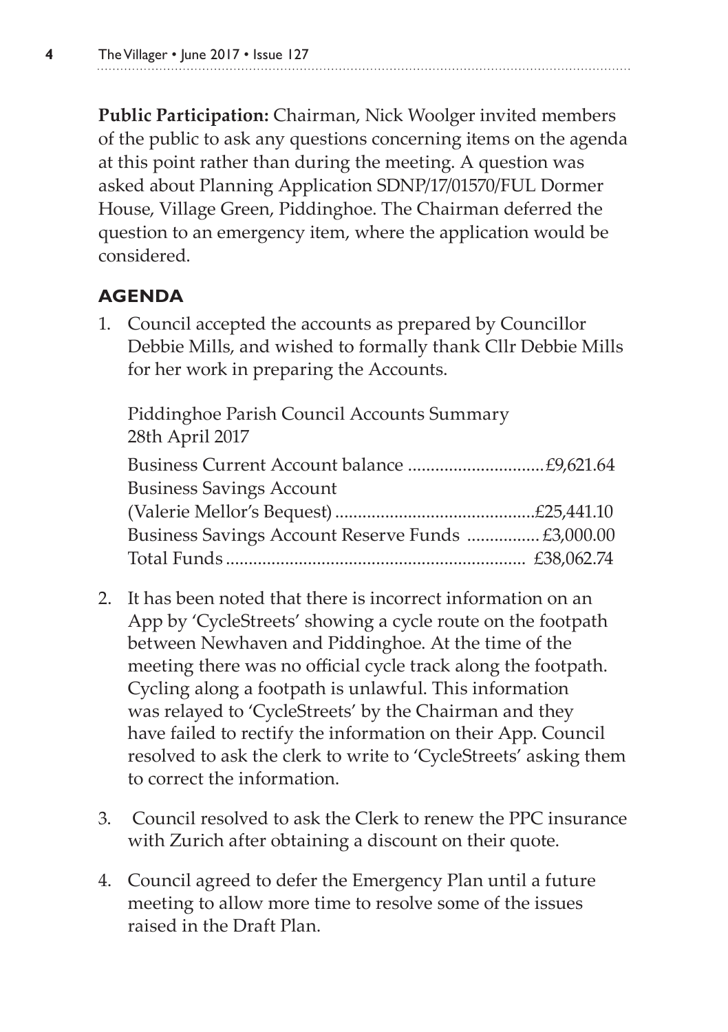**Public Participation:** Chairman, Nick Woolger invited members of the public to ask any questions concerning items on the agenda at this point rather than during the meeting. A question was asked about Planning Application SDNP/17/01570/FUL Dormer House, Village Green, Piddinghoe. The Chairman deferred the question to an emergency item, where the application would be considered.

## AGENDA

1. Council accepted the accounts as prepared by Councillor Debbie Mills, and wished to formally thank Cllr Debbie Mills for her work in preparing the Accounts.

   Piddinghoe Parish Council Accounts Summary
   28th April 2017

   | | |
   |---|---|
   | Business Current Account balance | £9,621.64 |
   | Business Savings Account (Valerie Mellor's Bequest) | £25,441.10 |
   | Business Savings Account Reserve Funds | £3,000.00 |
   | Total Funds | £38,062.74 |

2. It has been noted that there is incorrect information on an App by 'CycleStreets' showing a cycle route on the footpath between Newhaven and Piddinghoe. At the time of the meeting there was no official cycle track along the footpath. Cycling along a footpath is unlawful. This information was relayed to 'CycleStreets' by the Chairman and they have failed to rectify the information on their App. Council resolved to ask the clerk to write to 'CycleStreets' asking them to correct the information.

3. Council resolved to ask the Clerk to renew the PPC insurance with Zurich after obtaining a discount on their quote.

4. Council agreed to defer the Emergency Plan until a future meeting to allow more time to resolve some of the issues raised in the Draft Plan.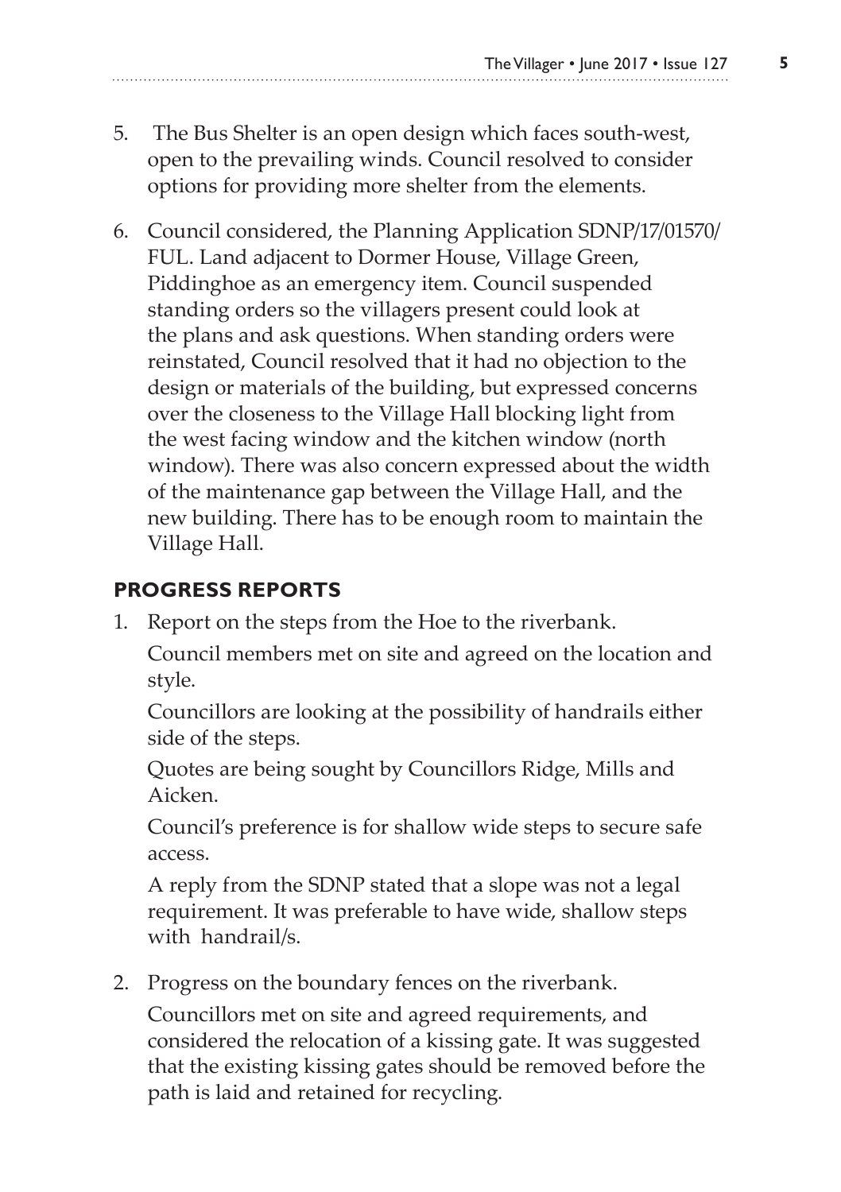5. The Bus Shelter is an open design which faces south-west, open to the prevailing winds. Council resolved to consider options for providing more shelter from the elements.

6. Council considered, the Planning Application SDNP/17/01570/FUL. Land adjacent to Dormer House, Village Green, Piddinghoe as an emergency item. Council suspended standing orders so the villagers present could look at the plans and ask questions. When standing orders were reinstated, Council resolved that it had no objection to the design or materials of the building, but expressed concerns over the closeness to the Village Hall blocking light from the west facing window and the kitchen window (north window). There was also concern expressed about the width of the maintenance gap between the Village Hall, and the new building. There has to be enough room to maintain the Village Hall.

## PROGRESS REPORTS

1. Report on the steps from the Hoe to the riverbank.

   Council members met on site and agreed on the location and style.

   Councillors are looking at the possibility of handrails either side of the steps.

   Quotes are being sought by Councillors Ridge, Mills and Aicken.

   Council's preference is for shallow wide steps to secure safe access.

   A reply from the SDNP stated that a slope was not a legal requirement. It was preferable to have wide, shallow steps with handrail/s.

2. Progress on the boundary fences on the riverbank.

   Councillors met on site and agreed requirements, and considered the relocation of a kissing gate. It was suggested that the existing kissing gates should be removed before the path is laid and retained for recycling.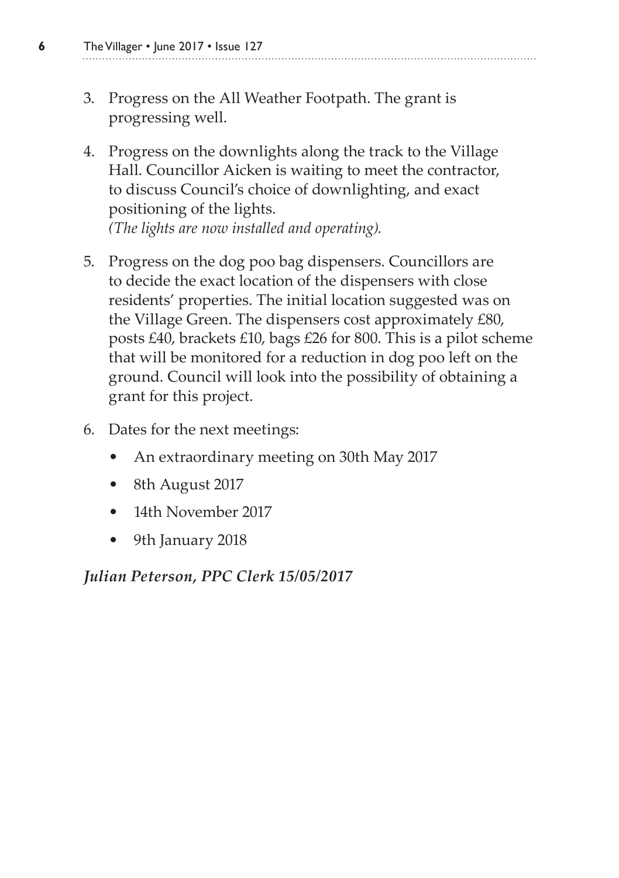3. Progress on the All Weather Footpath. The grant is progressing well.

4. Progress on the downlights along the track to the Village Hall. Councillor Aicken is waiting to meet the contractor, to discuss Council's choice of downlighting, and exact positioning of the lights.
   *(The lights are now installed and operating).*

5. Progress on the dog poo bag dispensers. Councillors are to decide the exact location of the dispensers with close residents' properties. The initial location suggested was on the Village Green. The dispensers cost approximately £80, posts £40, brackets £10, bags £26 for 800. This is a pilot scheme that will be monitored for a reduction in dog poo left on the ground. Council will look into the possibility of obtaining a grant for this project.

6. Dates for the next meetings:
   - An extraordinary meeting on 30th May 2017
   - 8th August 2017
   - 14th November 2017
   - 9th January 2018

***Julian Peterson, PPC Clerk 15/05/2017***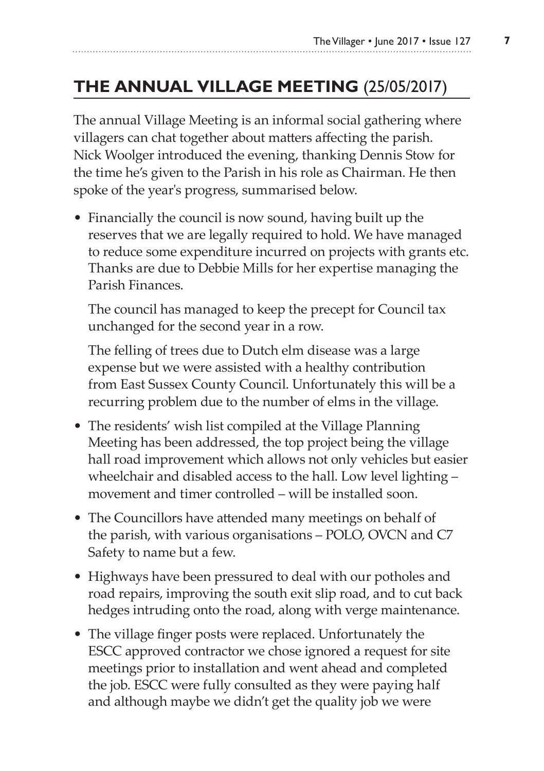## THE ANNUAL VILLAGE MEETING (25/05/2017)

The annual Village Meeting is an informal social gathering where villagers can chat together about matters affecting the parish. Nick Woolger introduced the evening, thanking Dennis Stow for the time he's given to the Parish in his role as Chairman. He then spoke of the year's progress, summarised below.

- Financially the council is now sound, having built up the reserves that we are legally required to hold. We have managed to reduce some expenditure incurred on projects with grants etc. Thanks are due to Debbie Mills for her expertise managing the Parish Finances.

  The council has managed to keep the precept for Council tax unchanged for the second year in a row.

  The felling of trees due to Dutch elm disease was a large expense but we were assisted with a healthy contribution from East Sussex County Council. Unfortunately this will be a recurring problem due to the number of elms in the village.

- The residents' wish list compiled at the Village Planning Meeting has been addressed, the top project being the village hall road improvement which allows not only vehicles but easier wheelchair and disabled access to the hall. Low level lighting – movement and timer controlled – will be installed soon.
- The Councillors have attended many meetings on behalf of the parish, with various organisations – POLO, OVCN and C7 Safety to name but a few.
- Highways have been pressured to deal with our potholes and road repairs, improving the south exit slip road, and to cut back hedges intruding onto the road, along with verge maintenance.
- The village finger posts were replaced. Unfortunately the ESCC approved contractor we chose ignored a request for site meetings prior to installation and went ahead and completed the job. ESCC were fully consulted as they were paying half and although maybe we didn't get the quality job we were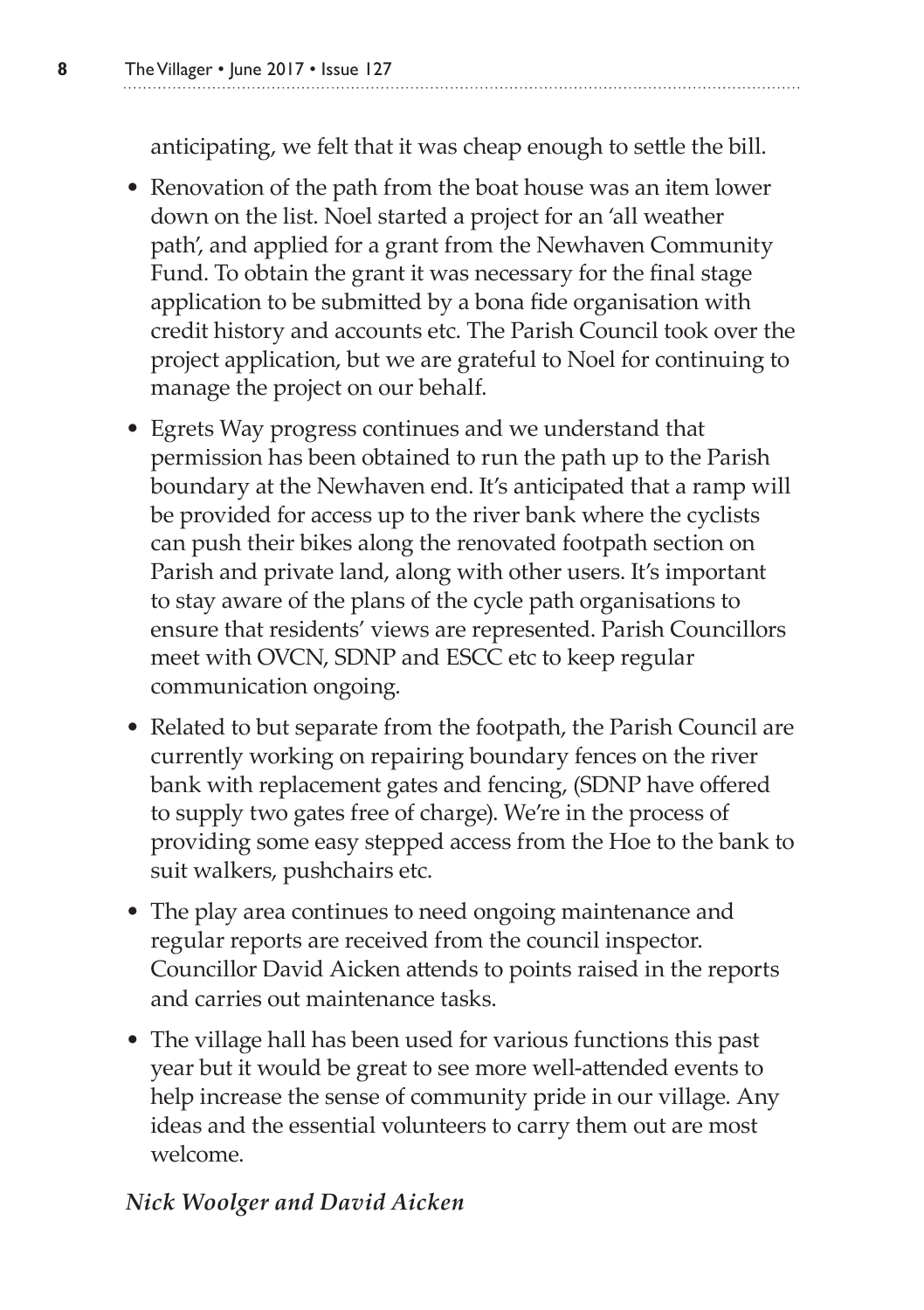anticipating, we felt that it was cheap enough to settle the bill.

- Renovation of the path from the boat house was an item lower down on the list. Noel started a project for an 'all weather path', and applied for a grant from the Newhaven Community Fund. To obtain the grant it was necessary for the final stage application to be submitted by a bona fide organisation with credit history and accounts etc. The Parish Council took over the project application, but we are grateful to Noel for continuing to manage the project on our behalf.
- Egrets Way progress continues and we understand that permission has been obtained to run the path up to the Parish boundary at the Newhaven end. It's anticipated that a ramp will be provided for access up to the river bank where the cyclists can push their bikes along the renovated footpath section on Parish and private land, along with other users. It's important to stay aware of the plans of the cycle path organisations to ensure that residents' views are represented. Parish Councillors meet with OVCN, SDNP and ESCC etc to keep regular communication ongoing.
- Related to but separate from the footpath, the Parish Council are currently working on repairing boundary fences on the river bank with replacement gates and fencing, (SDNP have offered to supply two gates free of charge). We're in the process of providing some easy stepped access from the Hoe to the bank to suit walkers, pushchairs etc.
- The play area continues to need ongoing maintenance and regular reports are received from the council inspector. Councillor David Aicken attends to points raised in the reports and carries out maintenance tasks.
- The village hall has been used for various functions this past year but it would be great to see more well-attended events to help increase the sense of community pride in our village. Any ideas and the essential volunteers to carry them out are most welcome.

***Nick Woolger and David Aicken***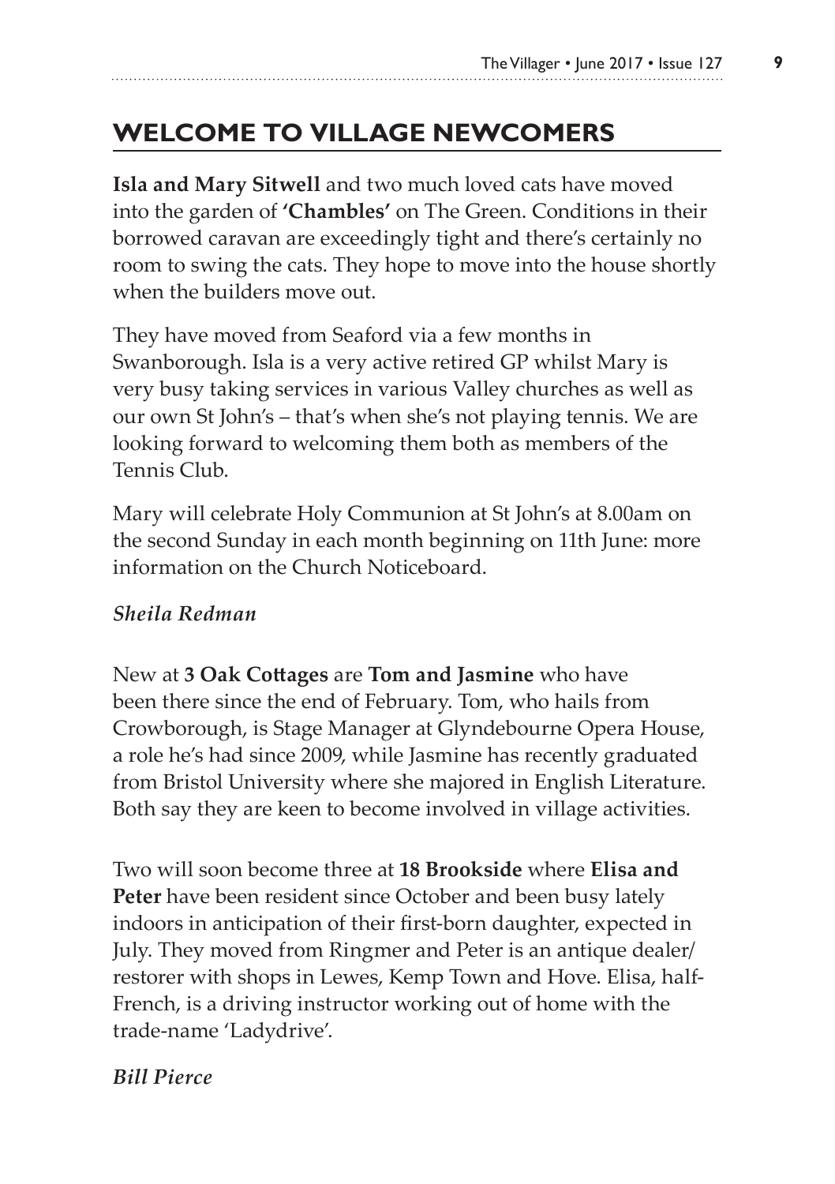## WELCOME TO VILLAGE NEWCOMERS

**Isla and Mary Sitwell** and two much loved cats have moved into the garden of **'Chambles'** on The Green. Conditions in their borrowed caravan are exceedingly tight and there's certainly no room to swing the cats. They hope to move into the house shortly when the builders move out.

They have moved from Seaford via a few months in Swanborough. Isla is a very active retired GP whilst Mary is very busy taking services in various Valley churches as well as our own St John's – that's when she's not playing tennis. We are looking forward to welcoming them both as members of the Tennis Club.

Mary will celebrate Holy Communion at St John's at 8.00am on the second Sunday in each month beginning on 11th June: more information on the Church Noticeboard.

***Sheila Redman***

New at **3 Oak Cottages** are **Tom and Jasmine** who have been there since the end of February. Tom, who hails from Crowborough, is Stage Manager at Glyndebourne Opera House, a role he's had since 2009, while Jasmine has recently graduated from Bristol University where she majored in English Literature. Both say they are keen to become involved in village activities.

Two will soon become three at **18 Brookside** where **Elisa and Peter** have been resident since October and been busy lately indoors in anticipation of their first-born daughter, expected in July. They moved from Ringmer and Peter is an antique dealer/ restorer with shops in Lewes, Kemp Town and Hove. Elisa, half-French, is a driving instructor working out of home with the trade-name 'Ladydrive'.

***Bill Pierce***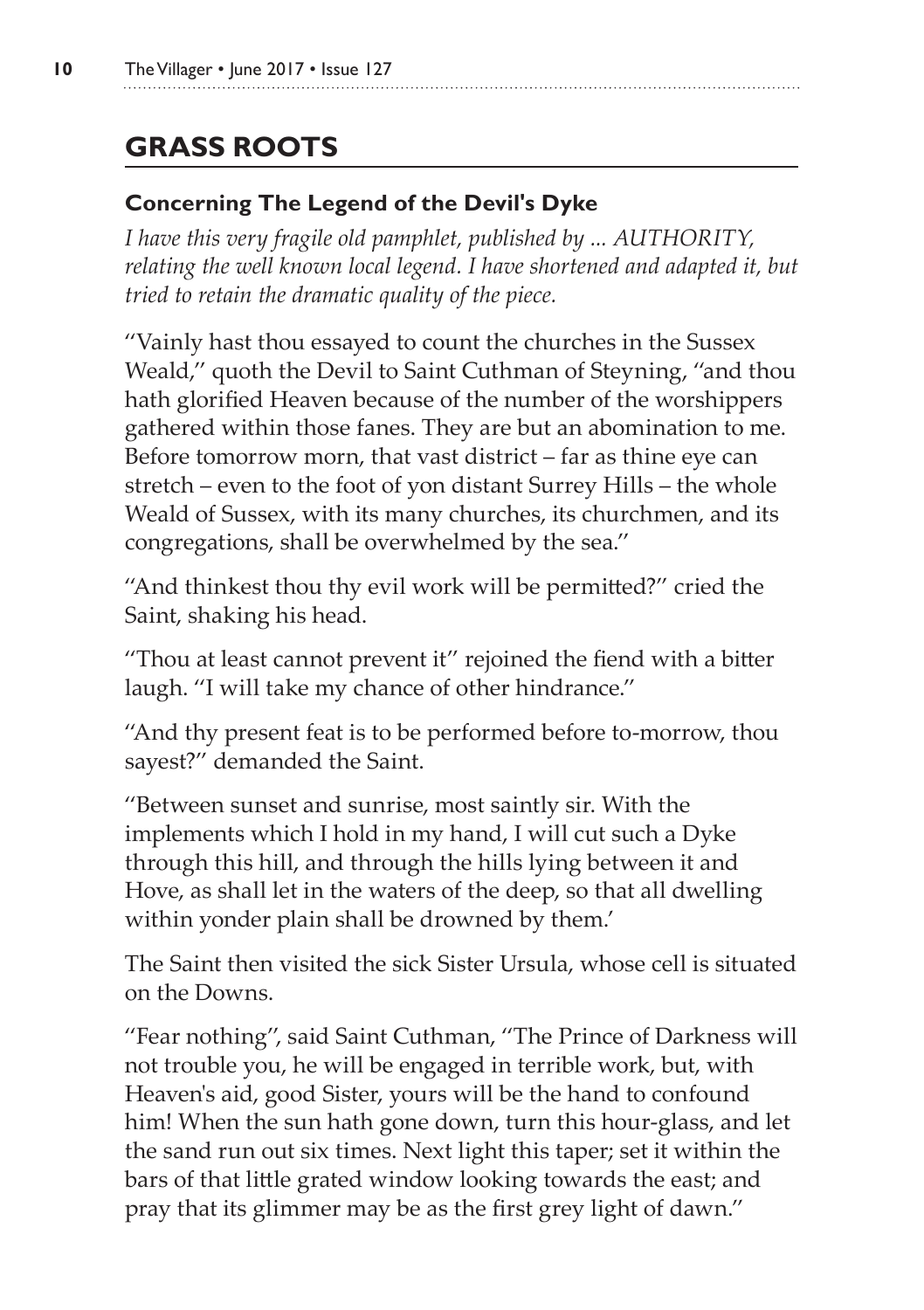## GRASS ROOTS

### Concerning The Legend of the Devil's Dyke

*I have this very fragile old pamphlet, published by ... AUTHORITY, relating the well known local legend. I have shortened and adapted it, but tried to retain the dramatic quality of the piece.*

"Vainly hast thou essayed to count the churches in the Sussex Weald," quoth the Devil to Saint Cuthman of Steyning, "and thou hath glorified Heaven because of the number of the worshippers gathered within those fanes. They are but an abomination to me. Before tomorrow morn, that vast district – far as thine eye can stretch – even to the foot of yon distant Surrey Hills – the whole Weald of Sussex, with its many churches, its churchmen, and its congregations, shall be overwhelmed by the sea."

"And thinkest thou thy evil work will be permitted?" cried the Saint, shaking his head.

"Thou at least cannot prevent it" rejoined the fiend with a bitter laugh. "I will take my chance of other hindrance."

"And thy present feat is to be performed before to-morrow, thou sayest?" demanded the Saint.

"Between sunset and sunrise, most saintly sir. With the implements which I hold in my hand, I will cut such a Dyke through this hill, and through the hills lying between it and Hove, as shall let in the waters of the deep, so that all dwelling within yonder plain shall be drowned by them.'

The Saint then visited the sick Sister Ursula, whose cell is situated on the Downs.

"Fear nothing", said Saint Cuthman, "The Prince of Darkness will not trouble you, he will be engaged in terrible work, but, with Heaven's aid, good Sister, yours will be the hand to confound him! When the sun hath gone down, turn this hour-glass, and let the sand run out six times. Next light this taper; set it within the bars of that little grated window looking towards the east; and pray that its glimmer may be as the first grey light of dawn."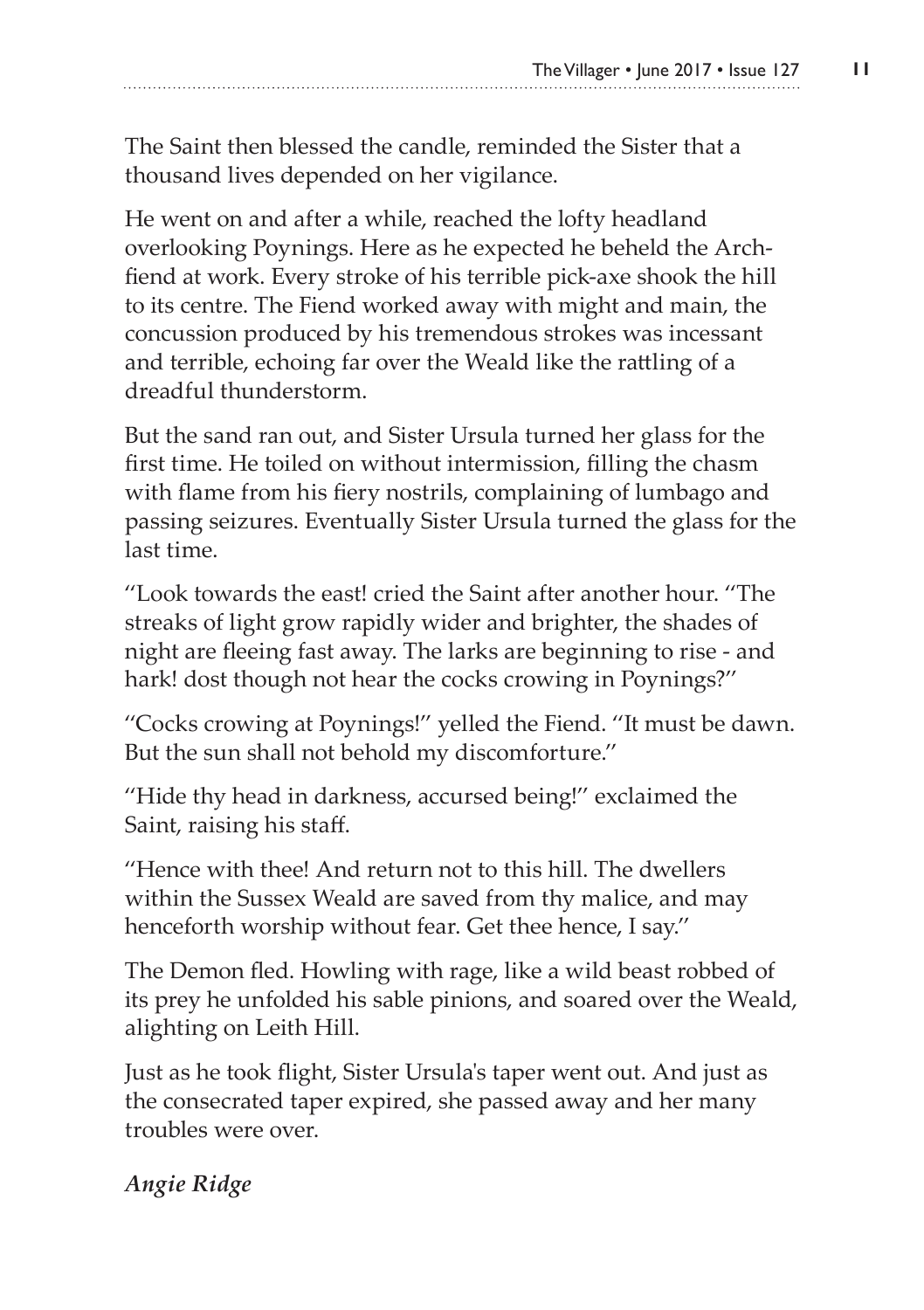The Saint then blessed the candle, reminded the Sister that a thousand lives depended on her vigilance.

He went on and after a while, reached the lofty headland overlooking Poynings. Here as he expected he beheld the Arch-fiend at work. Every stroke of his terrible pick-axe shook the hill to its centre. The Fiend worked away with might and main, the concussion produced by his tremendous strokes was incessant and terrible, echoing far over the Weald like the rattling of a dreadful thunderstorm.

But the sand ran out, and Sister Ursula turned her glass for the first time. He toiled on without intermission, filling the chasm with flame from his fiery nostrils, complaining of lumbago and passing seizures. Eventually Sister Ursula turned the glass for the last time.

"Look towards the east! cried the Saint after another hour. "The streaks of light grow rapidly wider and brighter, the shades of night are fleeing fast away. The larks are beginning to rise - and hark! dost though not hear the cocks crowing in Poynings?"

"Cocks crowing at Poynings!" yelled the Fiend. "It must be dawn. But the sun shall not behold my discomforture."

"Hide thy head in darkness, accursed being!" exclaimed the Saint, raising his staff.

"Hence with thee! And return not to this hill. The dwellers within the Sussex Weald are saved from thy malice, and may henceforth worship without fear. Get thee hence, I say."

The Demon fled. Howling with rage, like a wild beast robbed of its prey he unfolded his sable pinions, and soared over the Weald, alighting on Leith Hill.

Just as he took flight, Sister Ursula's taper went out. And just as the consecrated taper expired, she passed away and her many troubles were over.

***Angie Ridge***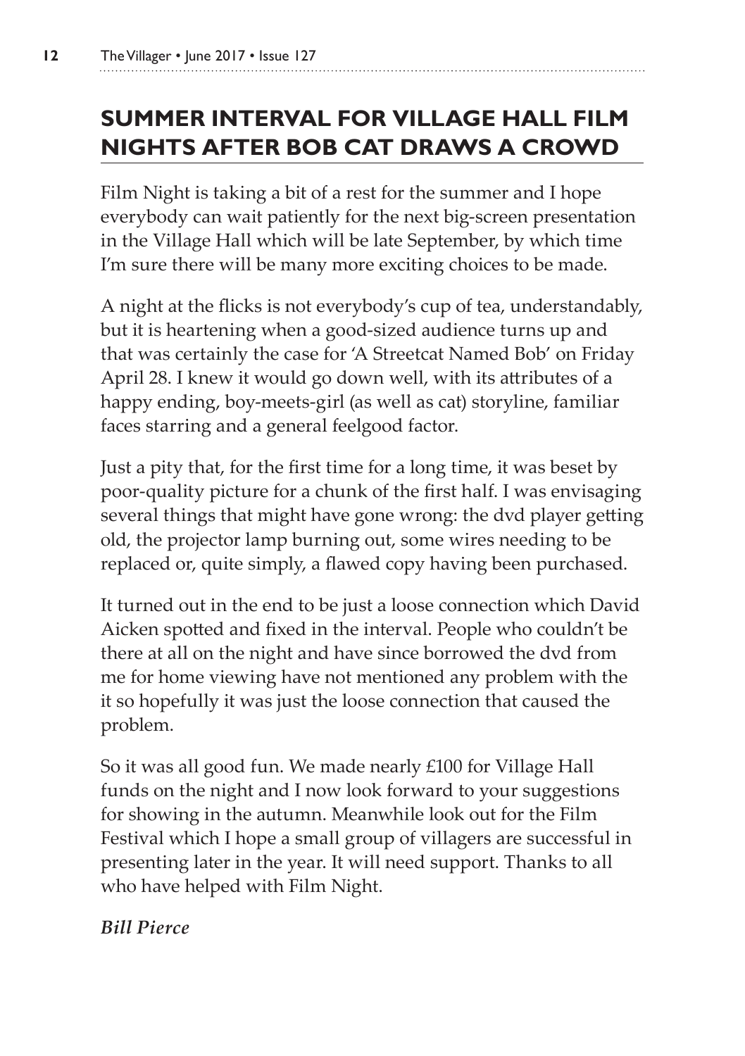## SUMMER INTERVAL FOR VILLAGE HALL FILM NIGHTS AFTER BOB CAT DRAWS A CROWD

Film Night is taking a bit of a rest for the summer and I hope everybody can wait patiently for the next big-screen presentation in the Village Hall which will be late September, by which time I'm sure there will be many more exciting choices to be made.

A night at the flicks is not everybody's cup of tea, understandably, but it is heartening when a good-sized audience turns up and that was certainly the case for 'A Streetcat Named Bob' on Friday April 28. I knew it would go down well, with its attributes of a happy ending, boy-meets-girl (as well as cat) storyline, familiar faces starring and a general feelgood factor.

Just a pity that, for the first time for a long time, it was beset by poor-quality picture for a chunk of the first half. I was envisaging several things that might have gone wrong: the dvd player getting old, the projector lamp burning out, some wires needing to be replaced or, quite simply, a flawed copy having been purchased.

It turned out in the end to be just a loose connection which David Aicken spotted and fixed in the interval. People who couldn't be there at all on the night and have since borrowed the dvd from me for home viewing have not mentioned any problem with the it so hopefully it was just the loose connection that caused the problem.

So it was all good fun. We made nearly £100 for Village Hall funds on the night and I now look forward to your suggestions for showing in the autumn. Meanwhile look out for the Film Festival which I hope a small group of villagers are successful in presenting later in the year. It will need support. Thanks to all who have helped with Film Night.

*Bill Pierce*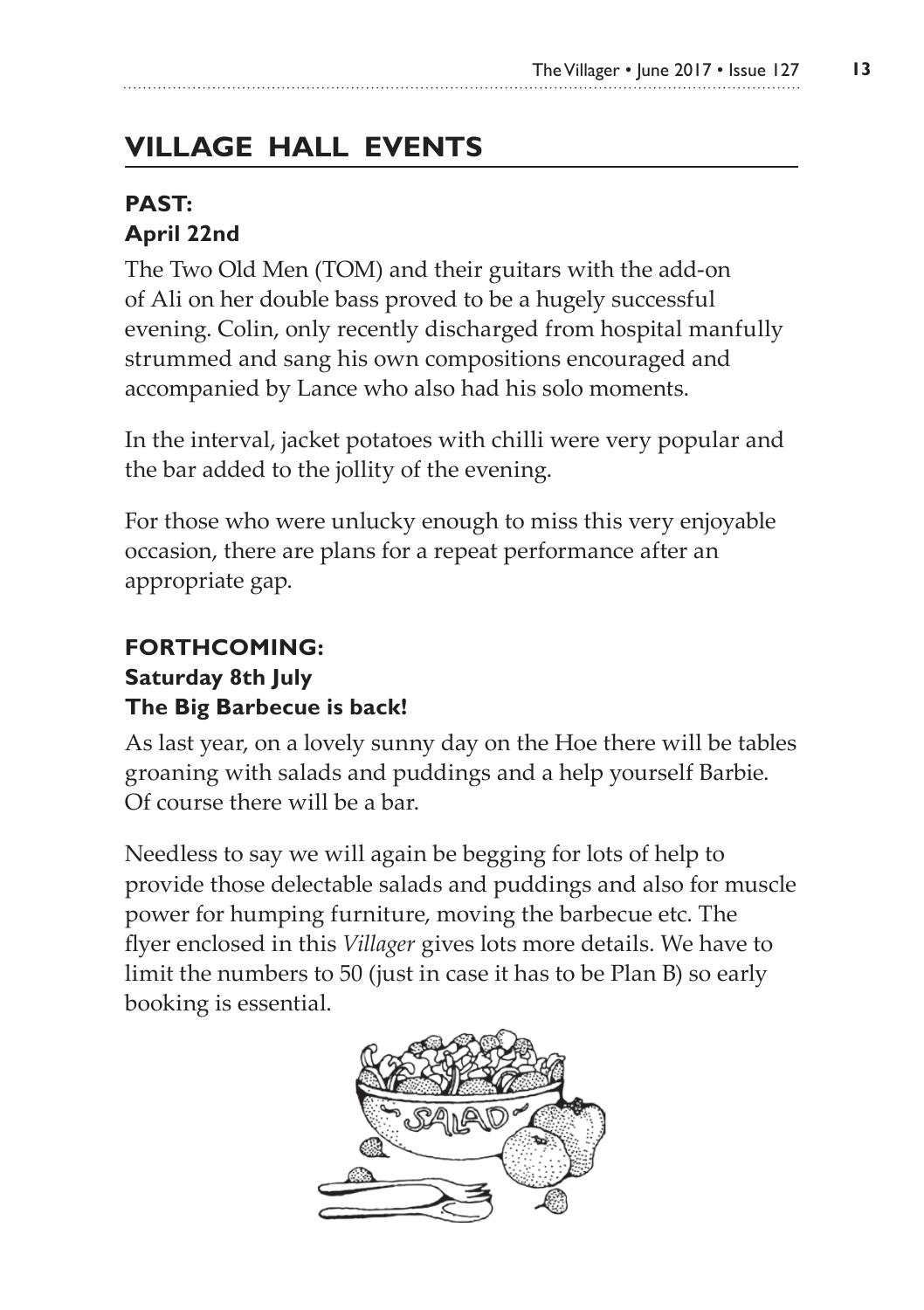## VILLAGE HALL EVENTS

**PAST:**
**April 22nd**

The Two Old Men (TOM) and their guitars with the add-on of Ali on her double bass proved to be a hugely successful evening. Colin, only recently discharged from hospital manfully strummed and sang his own compositions encouraged and accompanied by Lance who also had his solo moments.

In the interval, jacket potatoes with chilli were very popular and the bar added to the jollity of the evening.

For those who were unlucky enough to miss this very enjoyable occasion, there are plans for a repeat performance after an appropriate gap.

**FORTHCOMING:**
**Saturday 8th July**
**The Big Barbecue is back!**

As last year, on a lovely sunny day on the Hoe there will be tables groaning with salads and puddings and a help yourself Barbie. Of course there will be a bar.

Needless to say we will again be begging for lots of help to provide those delectable salads and puddings and also for muscle power for humping furniture, moving the barbecue etc. The flyer enclosed in this *Villager* gives lots more details. We have to limit the numbers to 50 (just in case it has to be Plan B) so early booking is essential.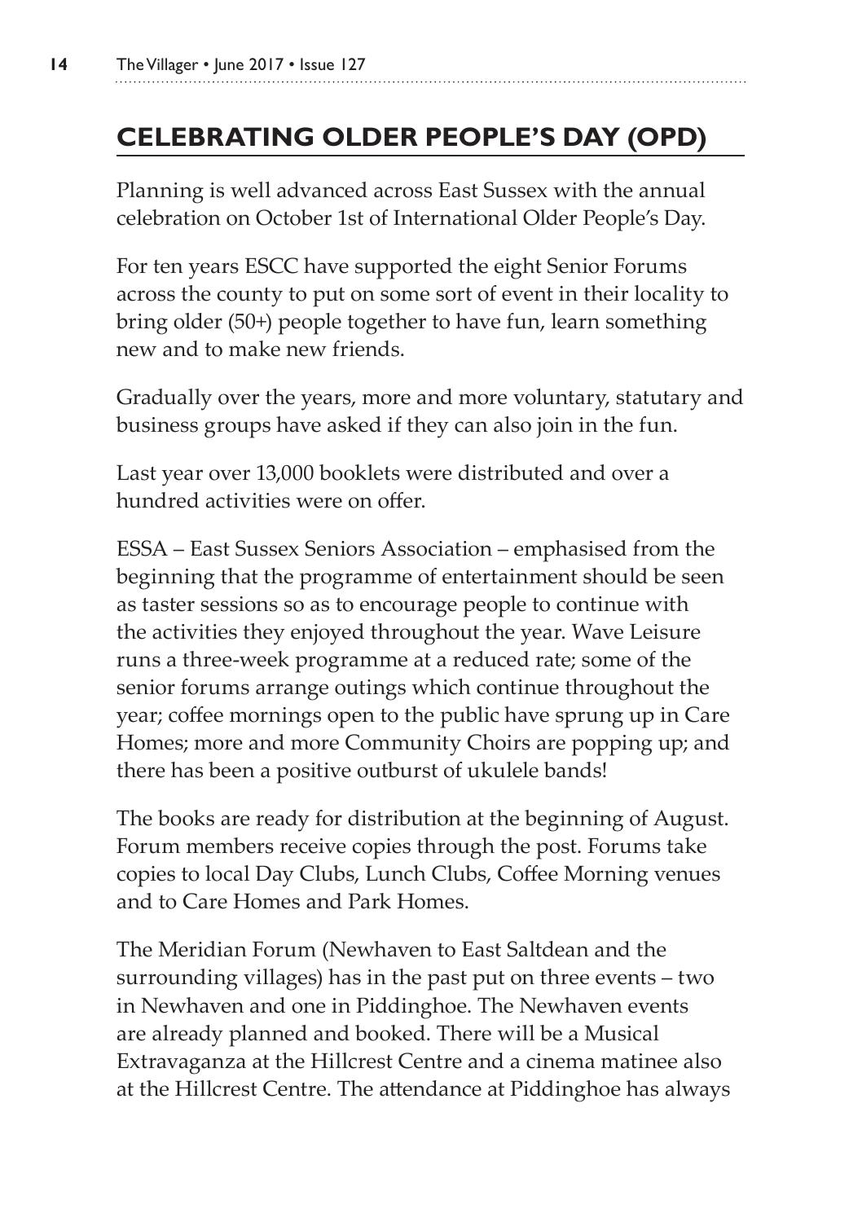## CELEBRATING OLDER PEOPLE'S DAY (OPD)

Planning is well advanced across East Sussex with the annual celebration on October 1st of International Older People's Day.

For ten years ESCC have supported the eight Senior Forums across the county to put on some sort of event in their locality to bring older (50+) people together to have fun, learn something new and to make new friends.

Gradually over the years, more and more voluntary, statutary and business groups have asked if they can also join in the fun.

Last year over 13,000 booklets were distributed and over a hundred activities were on offer.

ESSA – East Sussex Seniors Association – emphasised from the beginning that the programme of entertainment should be seen as taster sessions so as to encourage people to continue with the activities they enjoyed throughout the year. Wave Leisure runs a three-week programme at a reduced rate; some of the senior forums arrange outings which continue throughout the year; coffee mornings open to the public have sprung up in Care Homes; more and more Community Choirs are popping up; and there has been a positive outburst of ukulele bands!

The books are ready for distribution at the beginning of August. Forum members receive copies through the post. Forums take copies to local Day Clubs, Lunch Clubs, Coffee Morning venues and to Care Homes and Park Homes.

The Meridian Forum (Newhaven to East Saltdean and the surrounding villages) has in the past put on three events – two in Newhaven and one in Piddinghoe. The Newhaven events are already planned and booked. There will be a Musical Extravaganza at the Hillcrest Centre and a cinema matinee also at the Hillcrest Centre. The attendance at Piddinghoe has always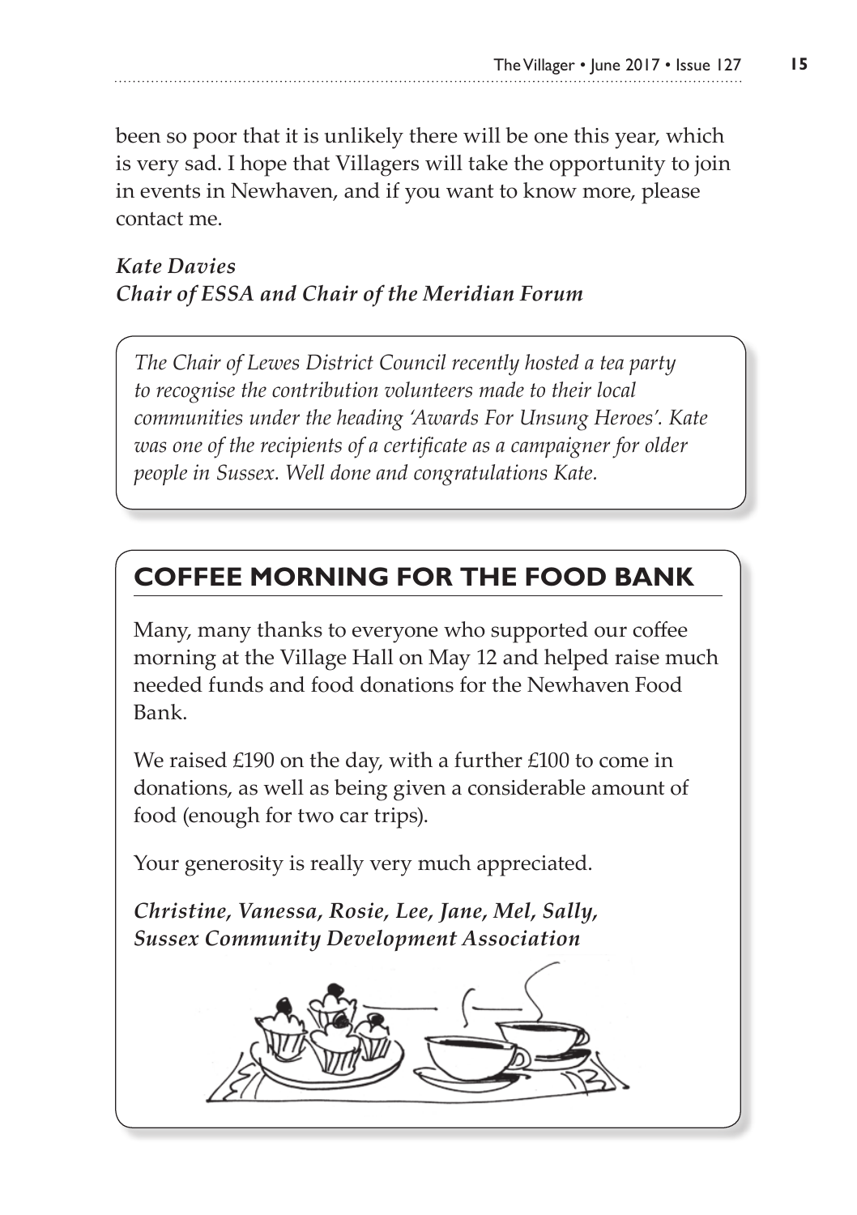been so poor that it is unlikely there will be one this year, which is very sad. I hope that Villagers will take the opportunity to join in events in Newhaven, and if you want to know more, please contact me.

***Kate Davies***
***Chair of ESSA and Chair of the Meridian Forum***

*The Chair of Lewes District Council recently hosted a tea party to recognise the contribution volunteers made to their local communities under the heading 'Awards For Unsung Heroes'. Kate was one of the recipients of a certificate as a campaigner for older people in Sussex. Well done and congratulations Kate.*

## COFFEE MORNING FOR THE FOOD BANK

Many, many thanks to everyone who supported our coffee morning at the Village Hall on May 12 and helped raise much needed funds and food donations for the Newhaven Food Bank.

We raised £190 on the day, with a further £100 to come in donations, as well as being given a considerable amount of food (enough for two car trips).

Your generosity is really very much appreciated.

***Christine, Vanessa, Rosie, Lee, Jane, Mel, Sally,***
***Sussex Community Development Association***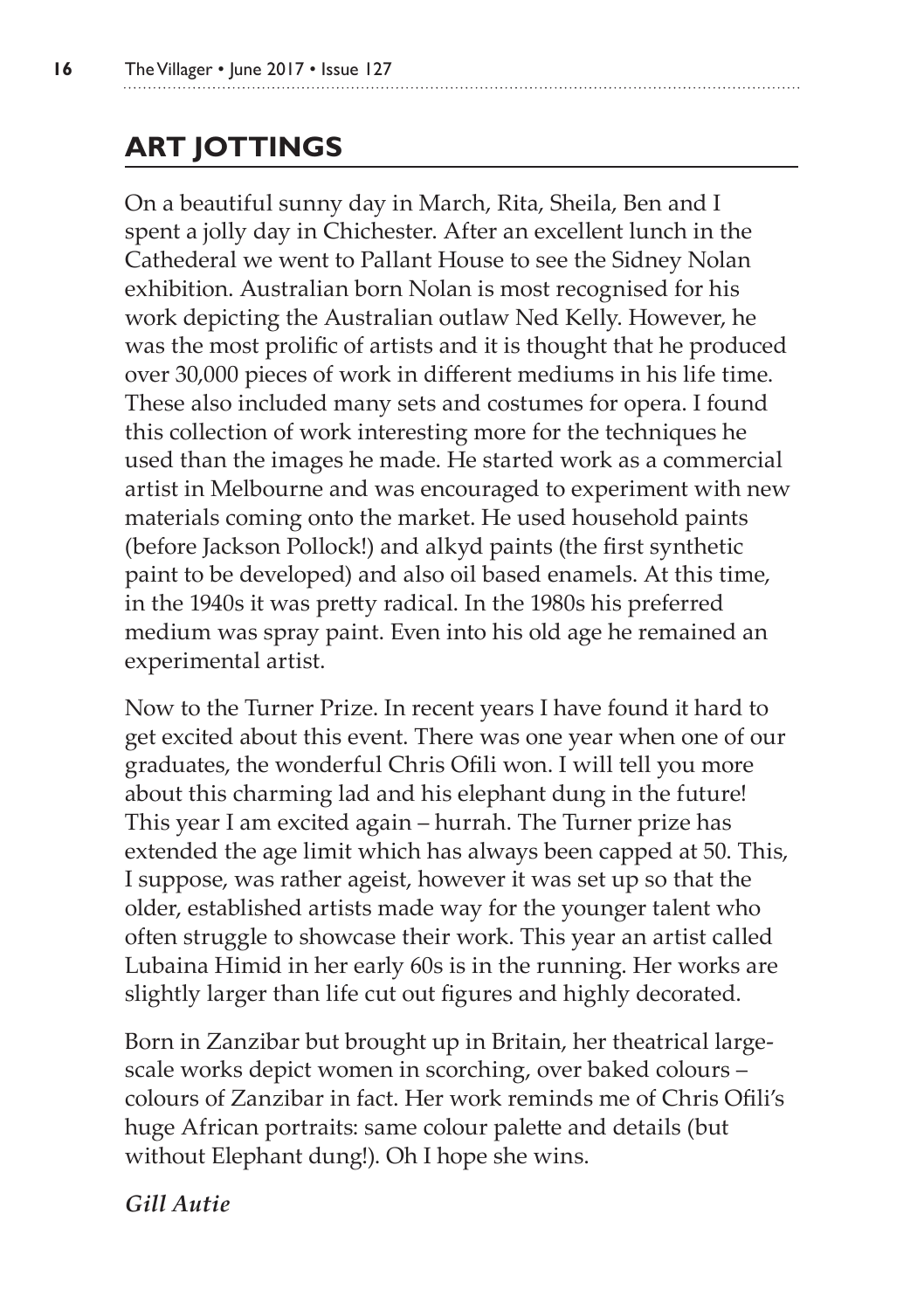## ART JOTTINGS

On a beautiful sunny day in March, Rita, Sheila, Ben and I spent a jolly day in Chichester. After an excellent lunch in the Cathederal we went to Pallant House to see the Sidney Nolan exhibition. Australian born Nolan is most recognised for his work depicting the Australian outlaw Ned Kelly. However, he was the most prolific of artists and it is thought that he produced over 30,000 pieces of work in different mediums in his life time. These also included many sets and costumes for opera. I found this collection of work interesting more for the techniques he used than the images he made. He started work as a commercial artist in Melbourne and was encouraged to experiment with new materials coming onto the market. He used household paints (before Jackson Pollock!) and alkyd paints (the first synthetic paint to be developed) and also oil based enamels. At this time, in the 1940s it was pretty radical. In the 1980s his preferred medium was spray paint. Even into his old age he remained an experimental artist.

Now to the Turner Prize. In recent years I have found it hard to get excited about this event. There was one year when one of our graduates, the wonderful Chris Ofili won. I will tell you more about this charming lad and his elephant dung in the future! This year I am excited again – hurrah. The Turner prize has extended the age limit which has always been capped at 50. This, I suppose, was rather ageist, however it was set up so that the older, established artists made way for the younger talent who often struggle to showcase their work. This year an artist called Lubaina Himid in her early 60s is in the running. Her works are slightly larger than life cut out figures and highly decorated.

Born in Zanzibar but brought up in Britain, her theatrical large-scale works depict women in scorching, over baked colours – colours of Zanzibar in fact. Her work reminds me of Chris Ofili's huge African portraits: same colour palette and details (but without Elephant dung!). Oh I hope she wins.

*Gill Autie*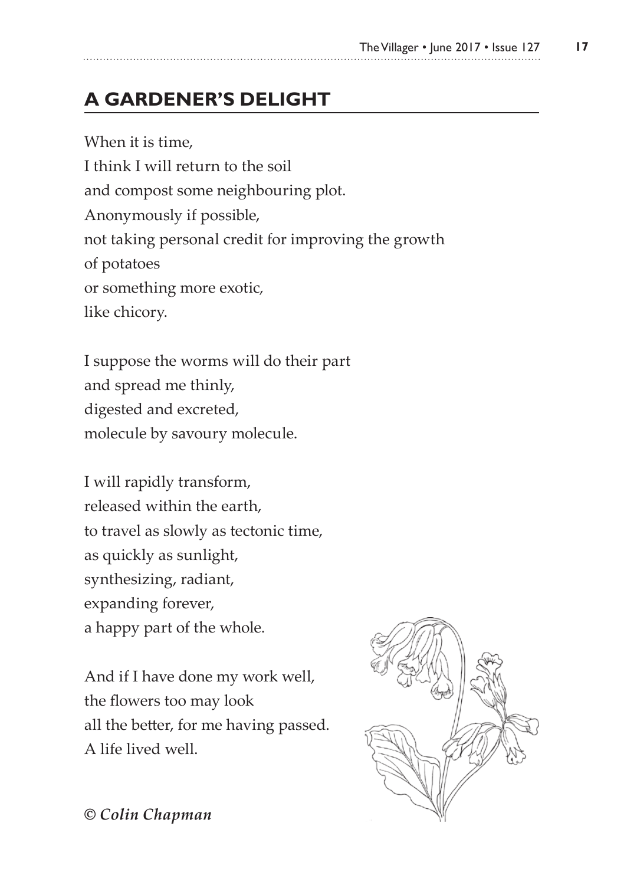## A GARDENER'S DELIGHT

When it is time,
I think I will return to the soil
and compost some neighbouring plot.
Anonymously if possible,
not taking personal credit for improving the growth
of potatoes
or something more exotic,
like chicory.

I suppose the worms will do their part
and spread me thinly,
digested and excreted,
molecule by savoury molecule.

I will rapidly transform,
released within the earth,
to travel as slowly as tectonic time,
as quickly as sunlight,
synthesizing, radiant,
expanding forever,
a happy part of the whole.

And if I have done my work well,
the flowers too may look
all the better, for me having passed.
A life lived well.

*© Colin Chapman*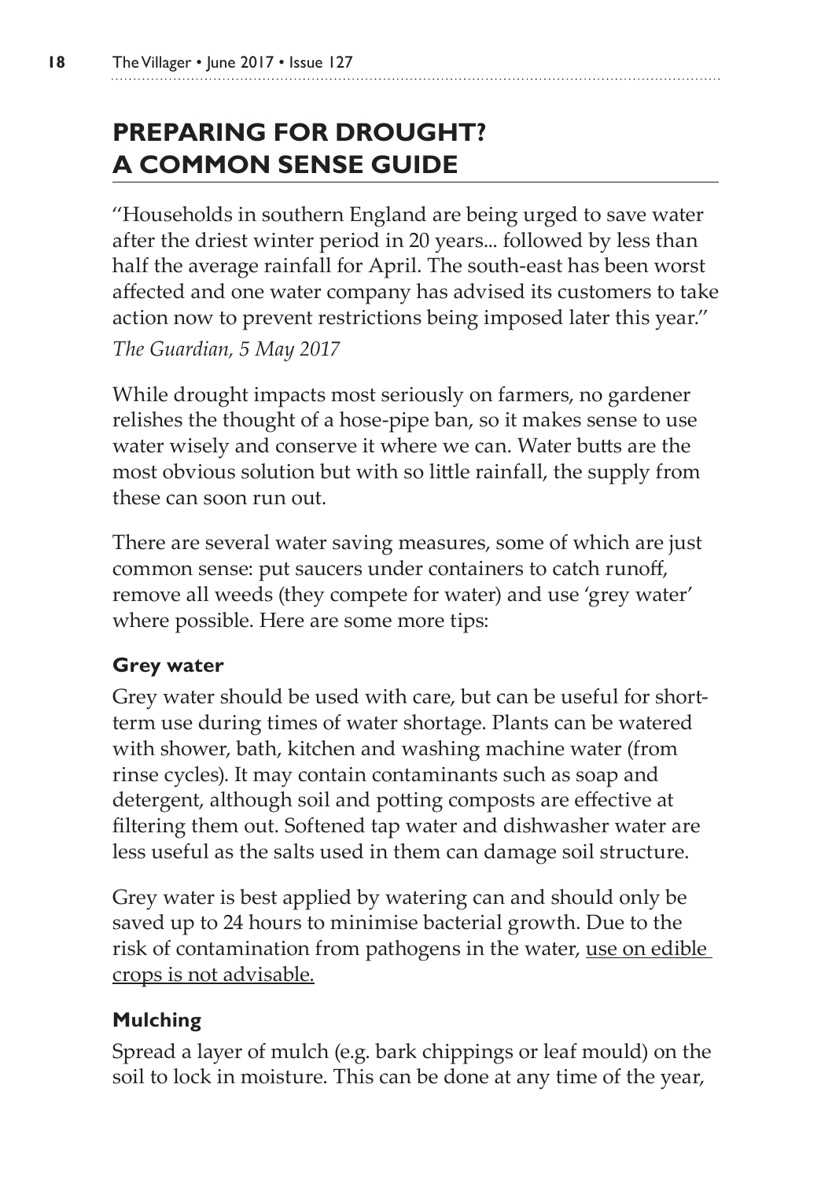# PREPARING FOR DROUGHT? A COMMON SENSE GUIDE

"Households in southern England are being urged to save water after the driest winter period in 20 years... followed by less than half the average rainfall for April. The south-east has been worst affected and one water company has advised its customers to take action now to prevent restrictions being imposed later this year."

*The Guardian, 5 May 2017*

While drought impacts most seriously on farmers, no gardener relishes the thought of a hose-pipe ban, so it makes sense to use water wisely and conserve it where we can. Water butts are the most obvious solution but with so little rainfall, the supply from these can soon run out.

There are several water saving measures, some of which are just common sense: put saucers under containers to catch runoff, remove all weeds (they compete for water) and use 'grey water' where possible. Here are some more tips:

### Grey water

Grey water should be used with care, but can be useful for short-term use during times of water shortage. Plants can be watered with shower, bath, kitchen and washing machine water (from rinse cycles). It may contain contaminants such as soap and detergent, although soil and potting composts are effective at filtering them out. Softened tap water and dishwasher water are less useful as the salts used in them can damage soil structure.

Grey water is best applied by watering can and should only be saved up to 24 hours to minimise bacterial growth. Due to the risk of contamination from pathogens in the water, <u>use on edible crops is not advisable.</u>

### Mulching

Spread a layer of mulch (e.g. bark chippings or leaf mould) on the soil to lock in moisture. This can be done at any time of the year,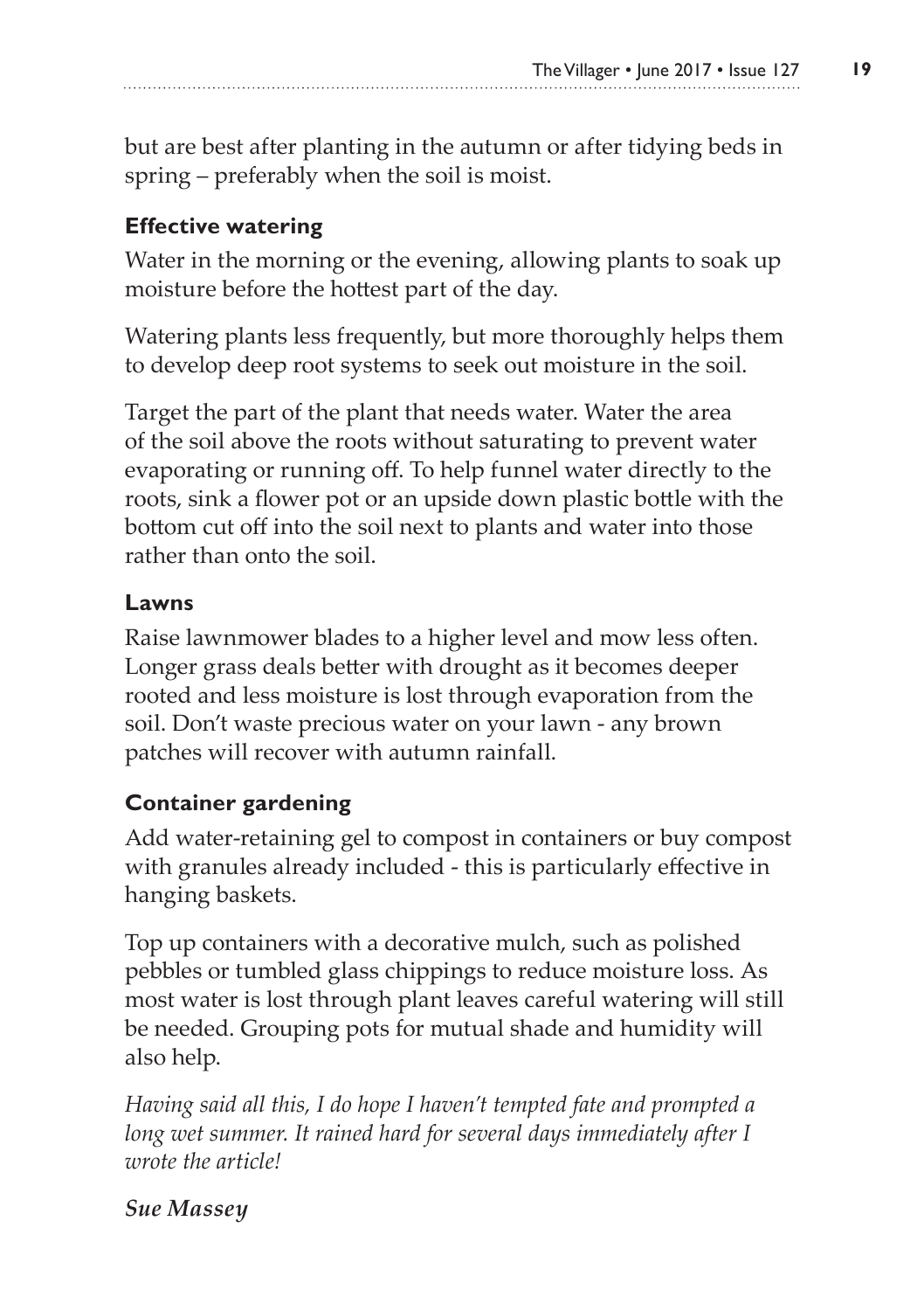but are best after planting in the autumn or after tidying beds in spring – preferably when the soil is moist.

### Effective watering

Water in the morning or the evening, allowing plants to soak up moisture before the hottest part of the day.

Watering plants less frequently, but more thoroughly helps them to develop deep root systems to seek out moisture in the soil.

Target the part of the plant that needs water. Water the area of the soil above the roots without saturating to prevent water evaporating or running off. To help funnel water directly to the roots, sink a flower pot or an upside down plastic bottle with the bottom cut off into the soil next to plants and water into those rather than onto the soil.

### Lawns

Raise lawnmower blades to a higher level and mow less often. Longer grass deals better with drought as it becomes deeper rooted and less moisture is lost through evaporation from the soil. Don't waste precious water on your lawn - any brown patches will recover with autumn rainfall.

### Container gardening

Add water-retaining gel to compost in containers or buy compost with granules already included - this is particularly effective in hanging baskets.

Top up containers with a decorative mulch, such as polished pebbles or tumbled glass chippings to reduce moisture loss. As most water is lost through plant leaves careful watering will still be needed. Grouping pots for mutual shade and humidity will also help.

*Having said all this, I do hope I haven't tempted fate and prompted a long wet summer. It rained hard for several days immediately after I wrote the article!*

***Sue Massey***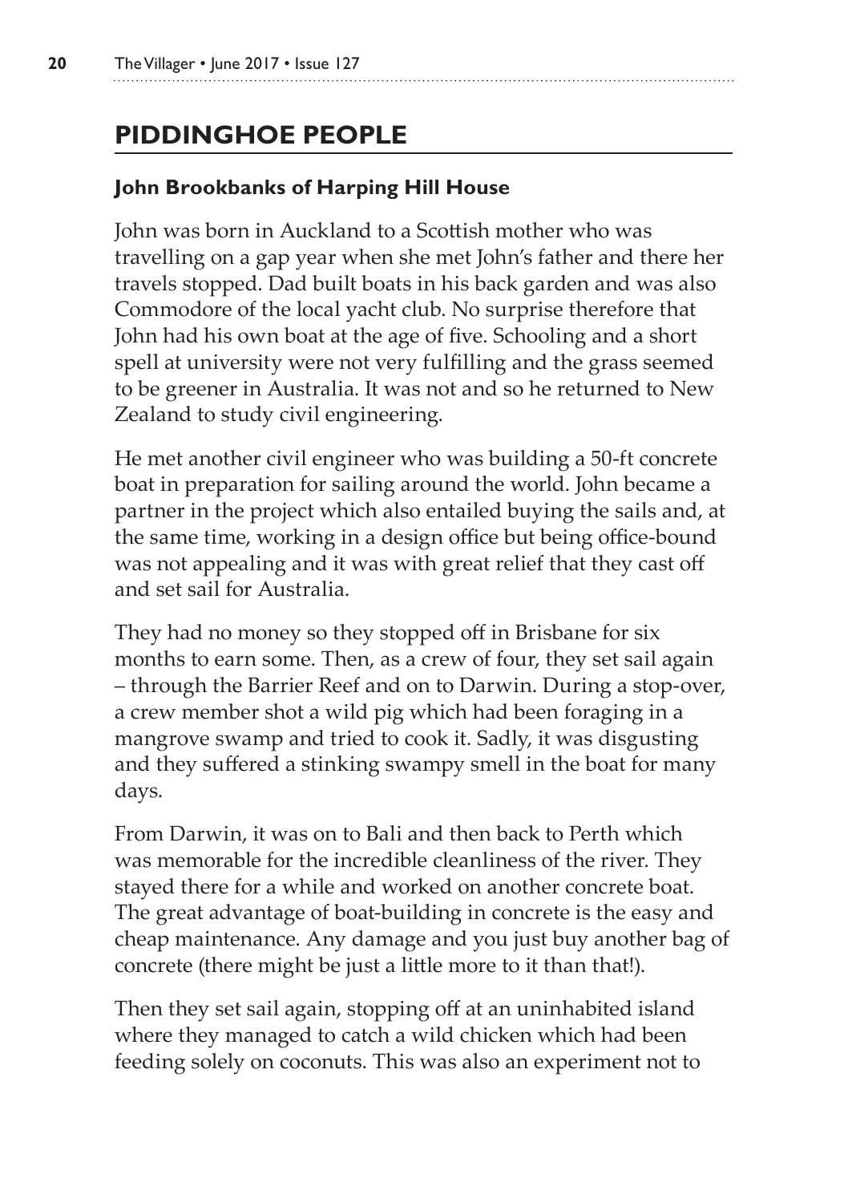## PIDDINGHOE PEOPLE

### John Brookbanks of Harping Hill House

John was born in Auckland to a Scottish mother who was travelling on a gap year when she met John's father and there her travels stopped. Dad built boats in his back garden and was also Commodore of the local yacht club. No surprise therefore that John had his own boat at the age of five. Schooling and a short spell at university were not very fulfilling and the grass seemed to be greener in Australia. It was not and so he returned to New Zealand to study civil engineering.

He met another civil engineer who was building a 50-ft concrete boat in preparation for sailing around the world. John became a partner in the project which also entailed buying the sails and, at the same time, working in a design office but being office-bound was not appealing and it was with great relief that they cast off and set sail for Australia.

They had no money so they stopped off in Brisbane for six months to earn some. Then, as a crew of four, they set sail again – through the Barrier Reef and on to Darwin. During a stop-over, a crew member shot a wild pig which had been foraging in a mangrove swamp and tried to cook it. Sadly, it was disgusting and they suffered a stinking swampy smell in the boat for many days.

From Darwin, it was on to Bali and then back to Perth which was memorable for the incredible cleanliness of the river. They stayed there for a while and worked on another concrete boat. The great advantage of boat-building in concrete is the easy and cheap maintenance. Any damage and you just buy another bag of concrete (there might be just a little more to it than that!).

Then they set sail again, stopping off at an uninhabited island where they managed to catch a wild chicken which had been feeding solely on coconuts. This was also an experiment not to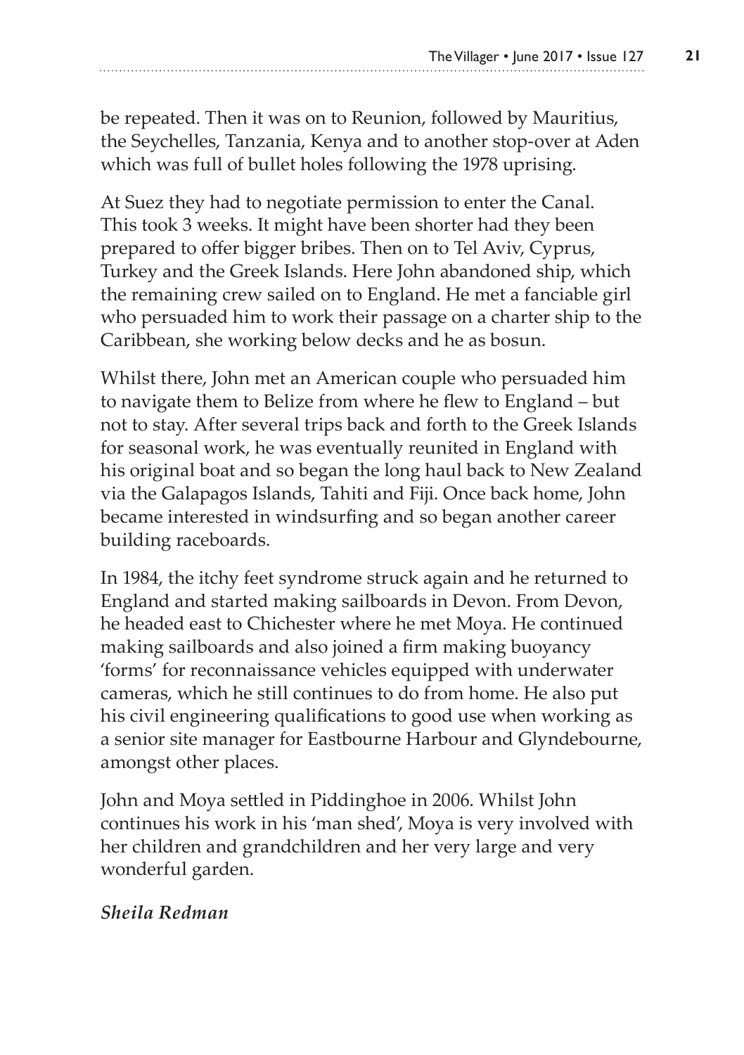be repeated. Then it was on to Reunion, followed by Mauritius, the Seychelles, Tanzania, Kenya and to another stop-over at Aden which was full of bullet holes following the 1978 uprising.

At Suez they had to negotiate permission to enter the Canal. This took 3 weeks. It might have been shorter had they been prepared to offer bigger bribes. Then on to Tel Aviv, Cyprus, Turkey and the Greek Islands. Here John abandoned ship, which the remaining crew sailed on to England. He met a fanciable girl who persuaded him to work their passage on a charter ship to the Caribbean, she working below decks and he as bosun.

Whilst there, John met an American couple who persuaded him to navigate them to Belize from where he flew to England – but not to stay. After several trips back and forth to the Greek Islands for seasonal work, he was eventually reunited in England with his original boat and so began the long haul back to New Zealand via the Galapagos Islands, Tahiti and Fiji. Once back home, John became interested in windsurfing and so began another career building raceboards.

In 1984, the itchy feet syndrome struck again and he returned to England and started making sailboards in Devon. From Devon, he headed east to Chichester where he met Moya. He continued making sailboards and also joined a firm making buoyancy 'forms' for reconnaissance vehicles equipped with underwater cameras, which he still continues to do from home. He also put his civil engineering qualifications to good use when working as a senior site manager for Eastbourne Harbour and Glyndebourne, amongst other places.

John and Moya settled in Piddinghoe in 2006. Whilst John continues his work in his 'man shed', Moya is very involved with her children and grandchildren and her very large and very wonderful garden.

***Sheila Redman***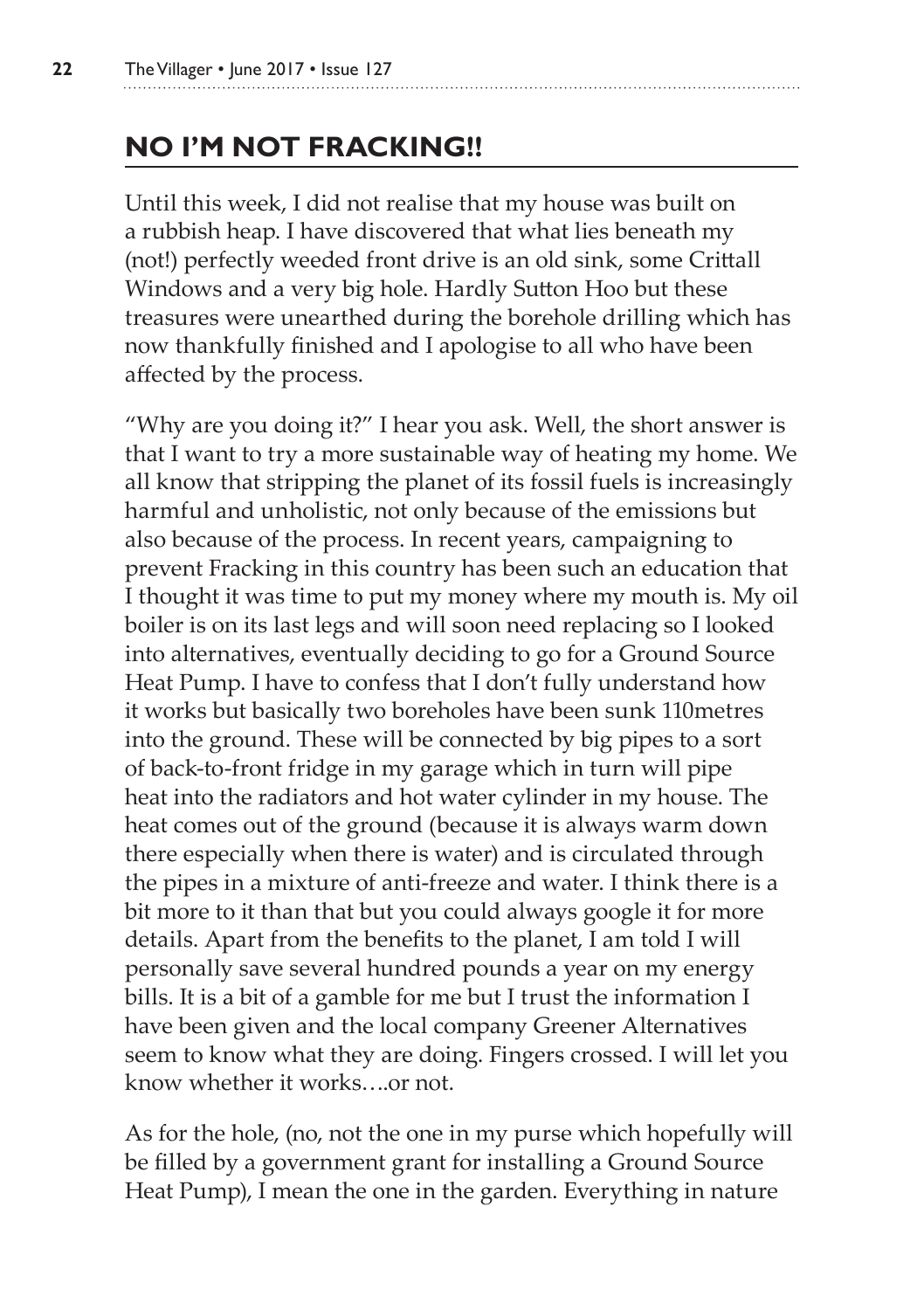## NO I'M NOT FRACKING!!

Until this week, I did not realise that my house was built on a rubbish heap. I have discovered that what lies beneath my (not!) perfectly weeded front drive is an old sink, some Crittall Windows and a very big hole. Hardly Sutton Hoo but these treasures were unearthed during the borehole drilling which has now thankfully finished and I apologise to all who have been affected by the process.

"Why are you doing it?" I hear you ask. Well, the short answer is that I want to try a more sustainable way of heating my home. We all know that stripping the planet of its fossil fuels is increasingly harmful and unholistic, not only because of the emissions but also because of the process. In recent years, campaigning to prevent Fracking in this country has been such an education that I thought it was time to put my money where my mouth is. My oil boiler is on its last legs and will soon need replacing so I looked into alternatives, eventually deciding to go for a Ground Source Heat Pump. I have to confess that I don't fully understand how it works but basically two boreholes have been sunk 110metres into the ground. These will be connected by big pipes to a sort of back-to-front fridge in my garage which in turn will pipe heat into the radiators and hot water cylinder in my house. The heat comes out of the ground (because it is always warm down there especially when there is water) and is circulated through the pipes in a mixture of anti-freeze and water. I think there is a bit more to it than that but you could always google it for more details. Apart from the benefits to the planet, I am told I will personally save several hundred pounds a year on my energy bills. It is a bit of a gamble for me but I trust the information I have been given and the local company Greener Alternatives seem to know what they are doing. Fingers crossed. I will let you know whether it works….or not.

As for the hole, (no, not the one in my purse which hopefully will be filled by a government grant for installing a Ground Source Heat Pump), I mean the one in the garden. Everything in nature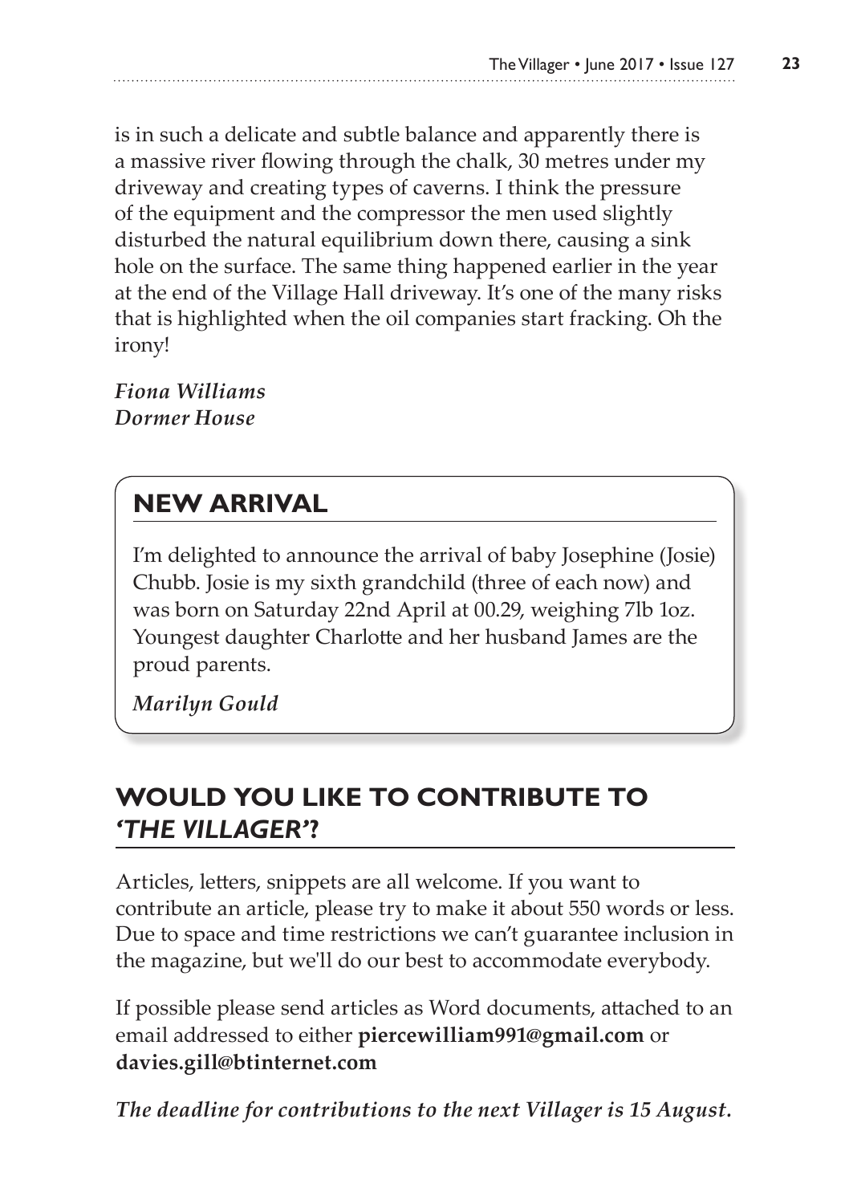is in such a delicate and subtle balance and apparently there is a massive river flowing through the chalk, 30 metres under my driveway and creating types of caverns. I think the pressure of the equipment and the compressor the men used slightly disturbed the natural equilibrium down there, causing a sink hole on the surface. The same thing happened earlier in the year at the end of the Village Hall driveway. It's one of the many risks that is highlighted when the oil companies start fracking. Oh the irony!

***Fiona Williams***
***Dormer House***

## NEW ARRIVAL

I'm delighted to announce the arrival of baby Josephine (Josie) Chubb. Josie is my sixth grandchild (three of each now) and was born on Saturday 22nd April at 00.29, weighing 7lb 1oz. Youngest daughter Charlotte and her husband James are the proud parents.

***Marilyn Gould***

## WOULD YOU LIKE TO CONTRIBUTE TO *'THE VILLAGER'*?

Articles, letters, snippets are all welcome. If you want to contribute an article, please try to make it about 550 words or less. Due to space and time restrictions we can't guarantee inclusion in the magazine, but we'll do our best to accommodate everybody.

If possible please send articles as Word documents, attached to an email addressed to either **piercewilliam991@gmail.com** or **davies.gill@btinternet.com**

***The deadline for contributions to the next Villager is 15 August.***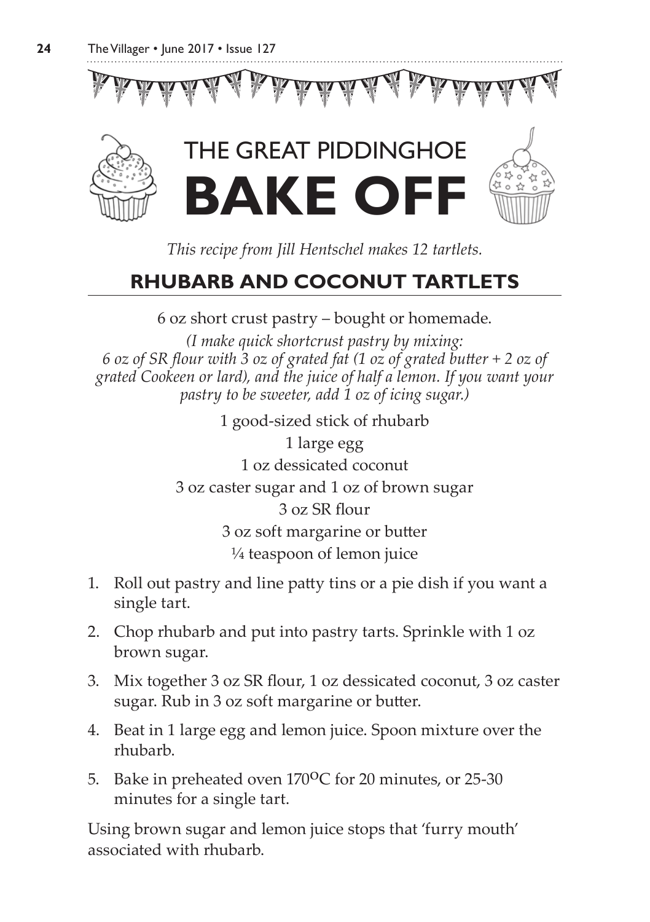# THE GREAT PIDDINGHOE BAKE OFF

*This recipe from Jill Hentschel makes 12 tartlets.*

## RHUBARB AND COCONUT TARTLETS

6 oz short crust pastry – bought or homemade.

*(I make quick shortcrust pastry by mixing: 6 oz of SR flour with 3 oz of grated fat (1 oz of grated butter + 2 oz of grated Cookeen or lard), and the juice of half a lemon. If you want your pastry to be sweeter, add 1 oz of icing sugar.)*

1 good-sized stick of rhubarb

1 large egg

1 oz dessicated coconut

3 oz caster sugar and 1 oz of brown sugar

3 oz SR flour

3 oz soft margarine or butter

¼ teaspoon of lemon juice

1. Roll out pastry and line patty tins or a pie dish if you want a single tart.
2. Chop rhubarb and put into pastry tarts. Sprinkle with 1 oz brown sugar.
3. Mix together 3 oz SR flour, 1 oz dessicated coconut, 3 oz caster sugar. Rub in 3 oz soft margarine or butter.
4. Beat in 1 large egg and lemon juice. Spoon mixture over the rhubarb.
5. Bake in preheated oven 170$^{O}$C for 20 minutes, or 25-30 minutes for a single tart.

Using brown sugar and lemon juice stops that 'furry mouth' associated with rhubarb.